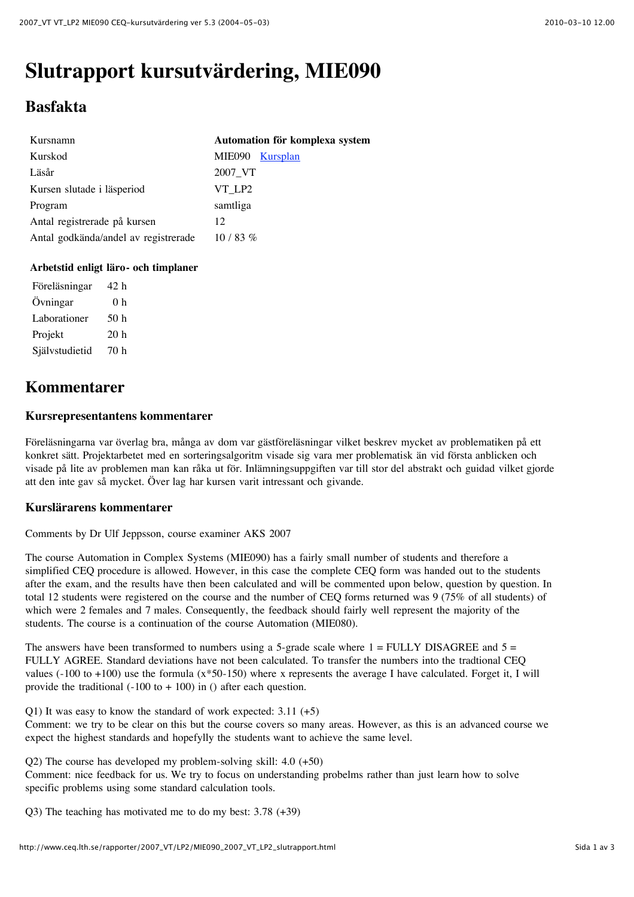# Slutrapport kursutvärdering, MIE090

## Basfakta

| | |
|---|---|
| Kursnamn | **Automation för komplexa system** |
| Kurskod | MIE090 Kursplan |
| Läsår | 2007_VT |
| Kursen slutade i läsperiod | VT_LP2 |
| Program | samtliga |
| Antal registrerade på kursen | 12 |
| Antal godkända/andel av registrerade | 10 / 83 % |

**Arbetstid enligt läro- och timplaner**

| | |
|---|---|
| Föreläsningar | 42 h |
| Övningar | 0 h |
| Laborationer | 50 h |
| Projekt | 20 h |
| Självstudietid | 70 h |

## Kommentarer

### Kursrepresentantens kommentarer

Föreläsningarna var överlag bra, många av dom var gästföreläsningar vilket beskrev mycket av problematiken på ett konkret sätt. Projektarbetet med en sorteringsalgoritm visade sig vara mer problematisk än vid första anblicken och visade på lite av problemen man kan råka ut för. Inlämningsuppgiften var till stor del abstrakt och guidad vilket gjorde att den inte gav så mycket. Över lag har kursen varit intressant och givande.

### Kurslärarens kommentarer

Comments by Dr Ulf Jeppsson, course examiner AKS 2007

The course Automation in Complex Systems (MIE090) has a fairly small number of students and therefore a simplified CEQ procedure is allowed. However, in this case the complete CEQ form was handed out to the students after the exam, and the results have then been calculated and will be commented upon below, question by question. In total 12 students were registered on the course and the number of CEQ forms returned was 9 (75% of all students) of which were 2 females and 7 males. Consequently, the feedback should fairly well represent the majority of the students. The course is a continuation of the course Automation (MIE080).

The answers have been transformed to numbers using a 5-grade scale where 1 = FULLY DISAGREE and 5 = FULLY AGREE. Standard deviations have not been calculated. To transfer the numbers into the tradtional CEQ values (-100 to +100) use the formula (x*50-150) where x represents the average I have calculated. Forget it, I will provide the traditional (-100 to + 100) in () after each question.

Q1) It was easy to know the standard of work expected: 3.11 (+5)
Comment: we try to be clear on this but the course covers so many areas. However, as this is an advanced course we expect the highest standards and hopefylly the students want to achieve the same level.

Q2) The course has developed my problem-solving skill: 4.0 (+50)
Comment: nice feedback for us. We try to focus on understanding probelms rather than just learn how to solve specific problems using some standard calculation tools.

Q3) The teaching has motivated me to do my best: 3.78 (+39)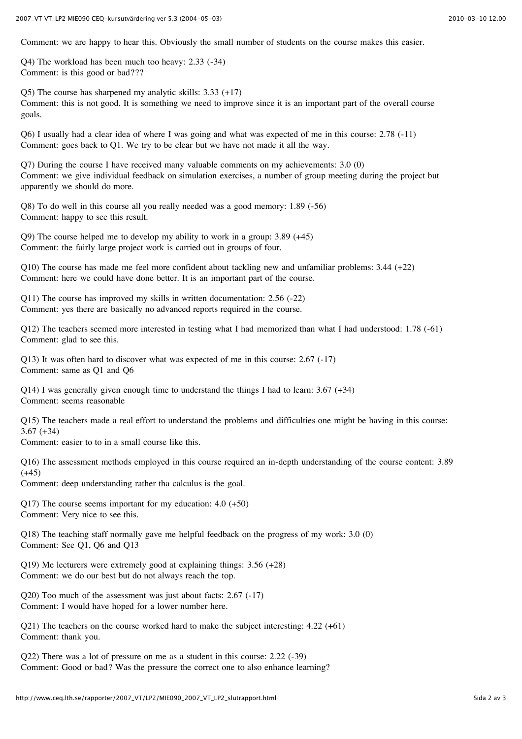Comment: we are happy to hear this. Obviously the small number of students on the course makes this easier.

Q4) The workload has been much too heavy: 2.33 (-34)
Comment: is this good or bad???

Q5) The course has sharpened my analytic skills: 3.33 (+17)
Comment: this is not good. It is something we need to improve since it is an important part of the overall course goals.

Q6) I usually had a clear idea of where I was going and what was expected of me in this course: 2.78 (-11)
Comment: goes back to Q1. We try to be clear but we have not made it all the way.

Q7) During the course I have received many valuable comments on my achievements: 3.0 (0)
Comment: we give individual feedback on simulation exercises, a number of group meeting during the project but apparently we should do more.

Q8) To do well in this course all you really needed was a good memory: 1.89 (-56)
Comment: happy to see this result.

Q9) The course helped me to develop my ability to work in a group: 3.89 (+45)
Comment: the fairly large project work is carried out in groups of four.

Q10) The course has made me feel more confident about tackling new and unfamiliar problems: 3.44 (+22)
Comment: here we could have done better. It is an important part of the course.

Q11) The course has improved my skills in written documentation: 2.56 (-22)
Comment: yes there are basically no advanced reports required in the course.

Q12) The teachers seemed more interested in testing what I had memorized than what I had understood: 1.78 (-61)
Comment: glad to see this.

Q13) It was often hard to discover what was expected of me in this course: 2.67 (-17)
Comment: same as Q1 and Q6

Q14) I was generally given enough time to understand the things I had to learn: 3.67 (+34)
Comment: seems reasonable

Q15) The teachers made a real effort to understand the problems and difficulties one might be having in this course: 3.67 (+34)
Comment: easier to to in a small course like this.

Q16) The assessment methods employed in this course required an in-depth understanding of the course content: 3.89 (+45)
Comment: deep understanding rather tha calculus is the goal.

Q17) The course seems important for my education: 4.0 (+50)
Comment: Very nice to see this.

Q18) The teaching staff normally gave me helpful feedback on the progress of my work: 3.0 (0)
Comment: See Q1, Q6 and Q13

Q19) Me lecturers were extremely good at explaining things: 3.56 (+28)
Comment: we do our best but do not always reach the top.

Q20) Too much of the assessment was just about facts: 2.67 (-17)
Comment: I would have hoped for a lower number here.

Q21) The teachers on the course worked hard to make the subject interesting: 4.22 (+61)
Comment: thank you.

Q22) There was a lot of pressure on me as a student in this course: 2.22 (-39)
Comment: Good or bad? Was the pressure the correct one to also enhance learning?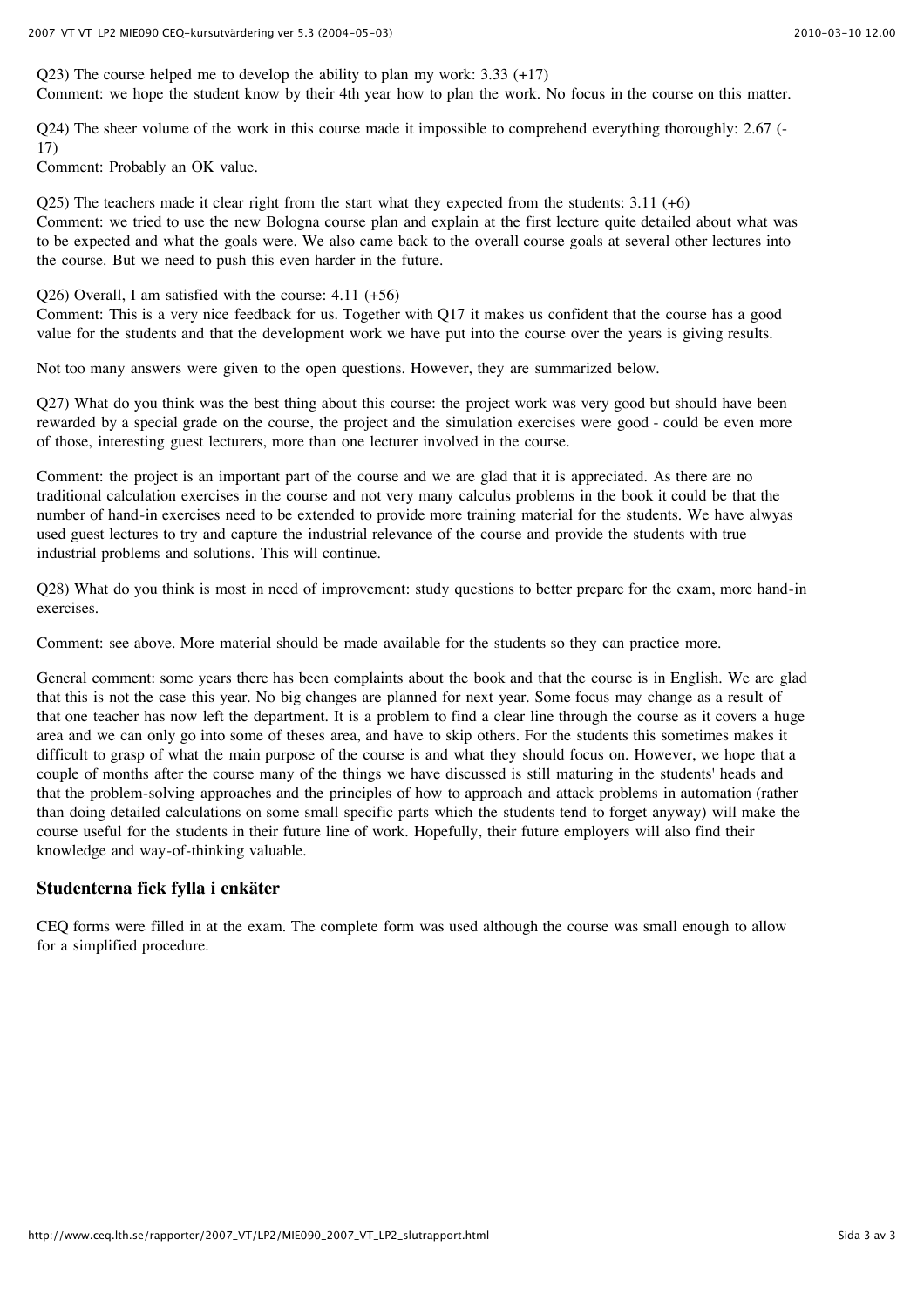Q23) The course helped me to develop the ability to plan my work: 3.33 (+17)
Comment: we hope the student know by their 4th year how to plan the work. No focus in the course on this matter.

Q24) The sheer volume of the work in this course made it impossible to comprehend everything thoroughly: 2.67 (-17)
Comment: Probably an OK value.

Q25) The teachers made it clear right from the start what they expected from the students: 3.11 (+6)
Comment: we tried to use the new Bologna course plan and explain at the first lecture quite detailed about what was to be expected and what the goals were. We also came back to the overall course goals at several other lectures into the course. But we need to push this even harder in the future.

Q26) Overall, I am satisfied with the course: 4.11 (+56)
Comment: This is a very nice feedback for us. Together with Q17 it makes us confident that the course has a good value for the students and that the development work we have put into the course over the years is giving results.

Not too many answers were given to the open questions. However, they are summarized below.

Q27) What do you think was the best thing about this course: the project work was very good but should have been rewarded by a special grade on the course, the project and the simulation exercises were good - could be even more of those, interesting guest lecturers, more than one lecturer involved in the course.

Comment: the project is an important part of the course and we are glad that it is appreciated. As there are no traditional calculation exercises in the course and not very many calculus problems in the book it could be that the number of hand-in exercises need to be extended to provide more training material for the students. We have alwyas used guest lectures to try and capture the industrial relevance of the course and provide the students with true industrial problems and solutions. This will continue.

Q28) What do you think is most in need of improvement: study questions to better prepare for the exam, more hand-in exercises.

Comment: see above. More material should be made available for the students so they can practice more.

General comment: some years there has been complaints about the book and that the course is in English. We are glad that this is not the case this year. No big changes are planned for next year. Some focus may change as a result of that one teacher has now left the department. It is a problem to find a clear line through the course as it covers a huge area and we can only go into some of theses area, and have to skip others. For the students this sometimes makes it difficult to grasp of what the main purpose of the course is and what they should focus on. However, we hope that a couple of months after the course many of the things we have discussed is still maturing in the students' heads and that the problem-solving approaches and the principles of how to approach and attack problems in automation (rather than doing detailed calculations on some small specific parts which the students tend to forget anyway) will make the course useful for the students in their future line of work. Hopefully, their future employers will also find their knowledge and way-of-thinking valuable.

### Studenterna fick fylla i enkäter

CEQ forms were filled in at the exam. The complete form was used although the course was small enough to allow for a simplified procedure.